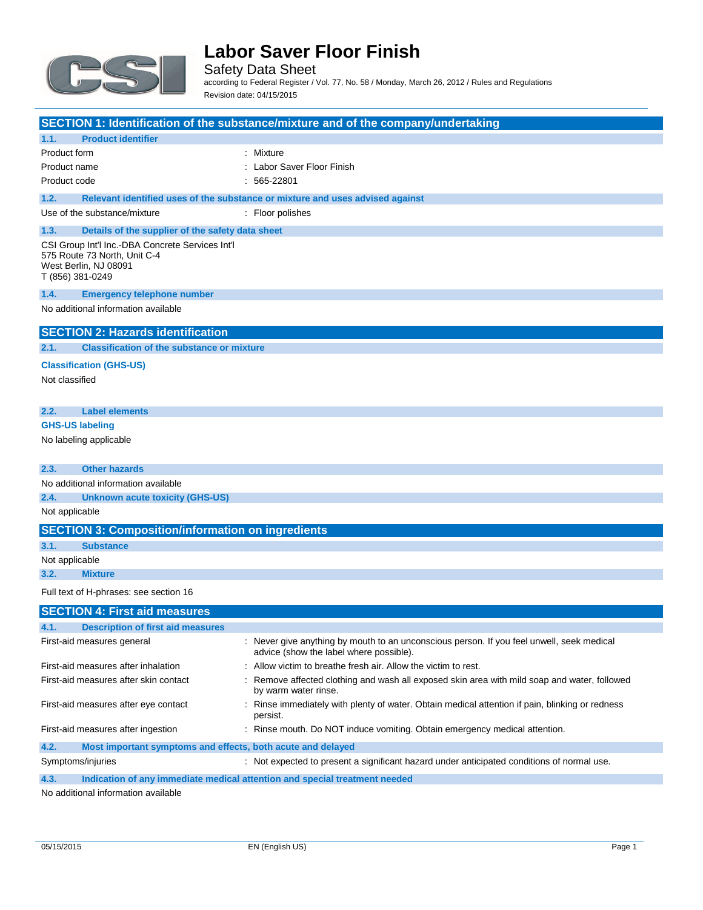# Labor Saver Floor Finish

Safety Data Sheet

according to Federal Register / Vol. 77, No. 58 / Monday, March 26, 2012 / Rules and Regulations

Revision date: 04/15/2015

## SECTION 1: Identification of the substance/mixture and of the company/undertaking

### 1.1. Product identifier

| | |
|---|---|
| Product form | : Mixture |
| Product name | : Labor Saver Floor Finish |
| Product code | : 565-22801 |

### 1.2. Relevant identified uses of the substance or mixture and uses advised against

| | |
|---|---|
| Use of the substance/mixture | : Floor polishes |

### 1.3. Details of the supplier of the safety data sheet

CSI Group Int'l Inc.-DBA Concrete Services Int'l
575 Route 73 North, Unit C-4
West Berlin, NJ 08091
T (856) 381-0249

### 1.4. Emergency telephone number

No additional information available

## SECTION 2: Hazards identification

### 2.1. Classification of the substance or mixture

**Classification (GHS-US)**

Not classified

### 2.2. Label elements

**GHS-US labeling**

No labeling applicable

### 2.3. Other hazards

No additional information available

### 2.4. Unknown acute toxicity (GHS-US)

Not applicable

## SECTION 3: Composition/information on ingredients

### 3.1. Substance

Not applicable

### 3.2. Mixture

Full text of H-phrases: see section 16

## SECTION 4: First aid measures

### 4.1. Description of first aid measures

| | |
|---|---|
| First-aid measures general | : Never give anything by mouth to an unconscious person. If you feel unwell, seek medical advice (show the label where possible). |
| First-aid measures after inhalation | : Allow victim to breathe fresh air. Allow the victim to rest. |
| First-aid measures after skin contact | : Remove affected clothing and wash all exposed skin area with mild soap and water, followed by warm water rinse. |
| First-aid measures after eye contact | : Rinse immediately with plenty of water. Obtain medical attention if pain, blinking or redness persist. |
| First-aid measures after ingestion | : Rinse mouth. Do NOT induce vomiting. Obtain emergency medical attention. |

### 4.2. Most important symptoms and effects, both acute and delayed

| | |
|---|---|
| Symptoms/injuries | : Not expected to present a significant hazard under anticipated conditions of normal use. |

### 4.3. Indication of any immediate medical attention and special treatment needed

No additional information available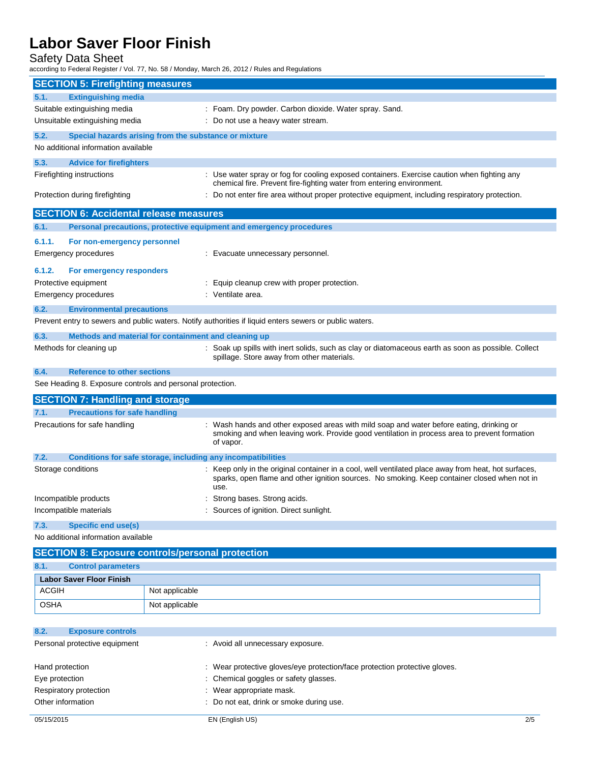## SECTION 5: Firefighting measures

### 5.1. Extinguishing media

Suitable extinguishing media : Foam. Dry powder. Carbon dioxide. Water spray. Sand.

Unsuitable extinguishing media : Do not use a heavy water stream.

### 5.2. Special hazards arising from the substance or mixture

No additional information available

### 5.3. Advice for firefighters

Firefighting instructions : Use water spray or fog for cooling exposed containers. Exercise caution when fighting any chemical fire. Prevent fire-fighting water from entering environment.

Protection during firefighting : Do not enter fire area without proper protective equipment, including respiratory protection.

## SECTION 6: Accidental release measures

### 6.1. Personal precautions, protective equipment and emergency procedures

#### 6.1.1. For non-emergency personnel

Emergency procedures : Evacuate unnecessary personnel.

#### 6.1.2. For emergency responders

Protective equipment : Equip cleanup crew with proper protection.

Emergency procedures : Ventilate area.

### 6.2. Environmental precautions

Prevent entry to sewers and public waters. Notify authorities if liquid enters sewers or public waters.

### 6.3. Methods and material for containment and cleaning up

Methods for cleaning up : Soak up spills with inert solids, such as clay or diatomaceous earth as soon as possible. Collect spillage. Store away from other materials.

### 6.4. Reference to other sections

See Heading 8. Exposure controls and personal protection.

## SECTION 7: Handling and storage

### 7.1. Precautions for safe handling

Precautions for safe handling : Wash hands and other exposed areas with mild soap and water before eating, drinking or smoking and when leaving work. Provide good ventilation in process area to prevent formation of vapor.

### 7.2. Conditions for safe storage, including any incompatibilities

Storage conditions : Keep only in the original container in a cool, well ventilated place away from heat, hot surfaces, sparks, open flame and other ignition sources. No smoking. Keep container closed when not in use.

Incompatible products : Strong bases. Strong acids.

Incompatible materials : Sources of ignition. Direct sunlight.

### 7.3. Specific end use(s)

No additional information available

## SECTION 8: Exposure controls/personal protection

### 8.1. Control parameters

| Labor Saver Floor Finish | |
|---|---|
| ACGIH | Not applicable |
| OSHA | Not applicable |

### 8.2. Exposure controls

Personal protective equipment : Avoid all unnecessary exposure.

Hand protection : Wear protective gloves/eye protection/face protection protective gloves.

Eye protection : Chemical goggles or safety glasses.

Respiratory protection : Wear appropriate mask.

Other information : Do not eat, drink or smoke during use.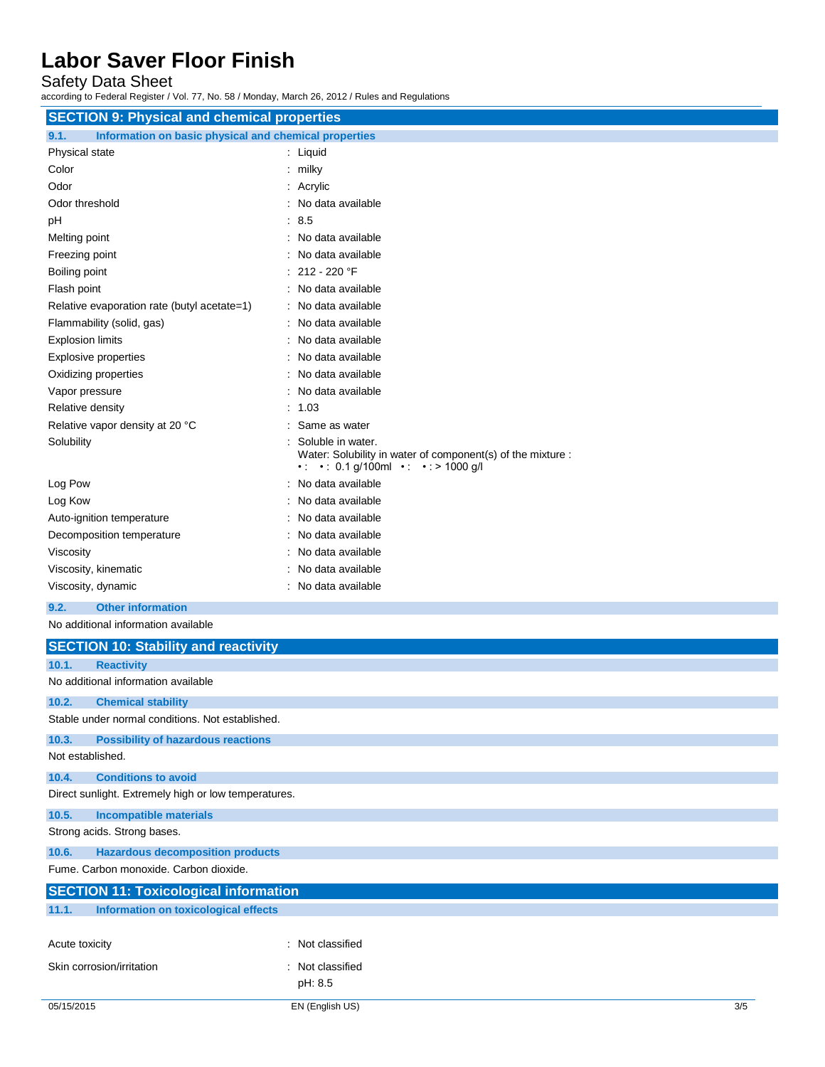## SECTION 9: Physical and chemical properties

### 9.1. Information on basic physical and chemical properties

| Property | Value |
|---|---|
| Physical state | Liquid |
| Color | milky |
| Odor | Acrylic |
| Odor threshold | No data available |
| pH | 8.5 |
| Melting point | No data available |
| Freezing point | No data available |
| Boiling point | 212 - 220 °F |
| Flash point | No data available |
| Relative evaporation rate (butyl acetate=1) | No data available |
| Flammability (solid, gas) | No data available |
| Explosion limits | No data available |
| Explosive properties | No data available |
| Oxidizing properties | No data available |
| Vapor pressure | No data available |
| Relative density | 1.03 |
| Relative vapor density at 20 °C | Same as water |
| Solubility | Soluble in water. Water: Solubility in water of component(s) of the mixture : • : • : 0.1 g/100ml • : • : > 1000 g/l |
| Log Pow | No data available |
| Log Kow | No data available |
| Auto-ignition temperature | No data available |
| Decomposition temperature | No data available |
| Viscosity | No data available |
| Viscosity, kinematic | No data available |
| Viscosity, dynamic | No data available |

### 9.2. Other information

No additional information available

## SECTION 10: Stability and reactivity

### 10.1. Reactivity

No additional information available

### 10.2. Chemical stability

Stable under normal conditions. Not established.

### 10.3. Possibility of hazardous reactions

Not established.

### 10.4. Conditions to avoid

Direct sunlight. Extremely high or low temperatures.

### 10.5. Incompatible materials

Strong acids. Strong bases.

### 10.6. Hazardous decomposition products

Fume. Carbon monoxide. Carbon dioxide.

## SECTION 11: Toxicological information

### 11.1. Information on toxicological effects

| Effect | Classification |
|---|---|
| Acute toxicity | Not classified |
| Skin corrosion/irritation | Not classified<br>pH: 8.5 |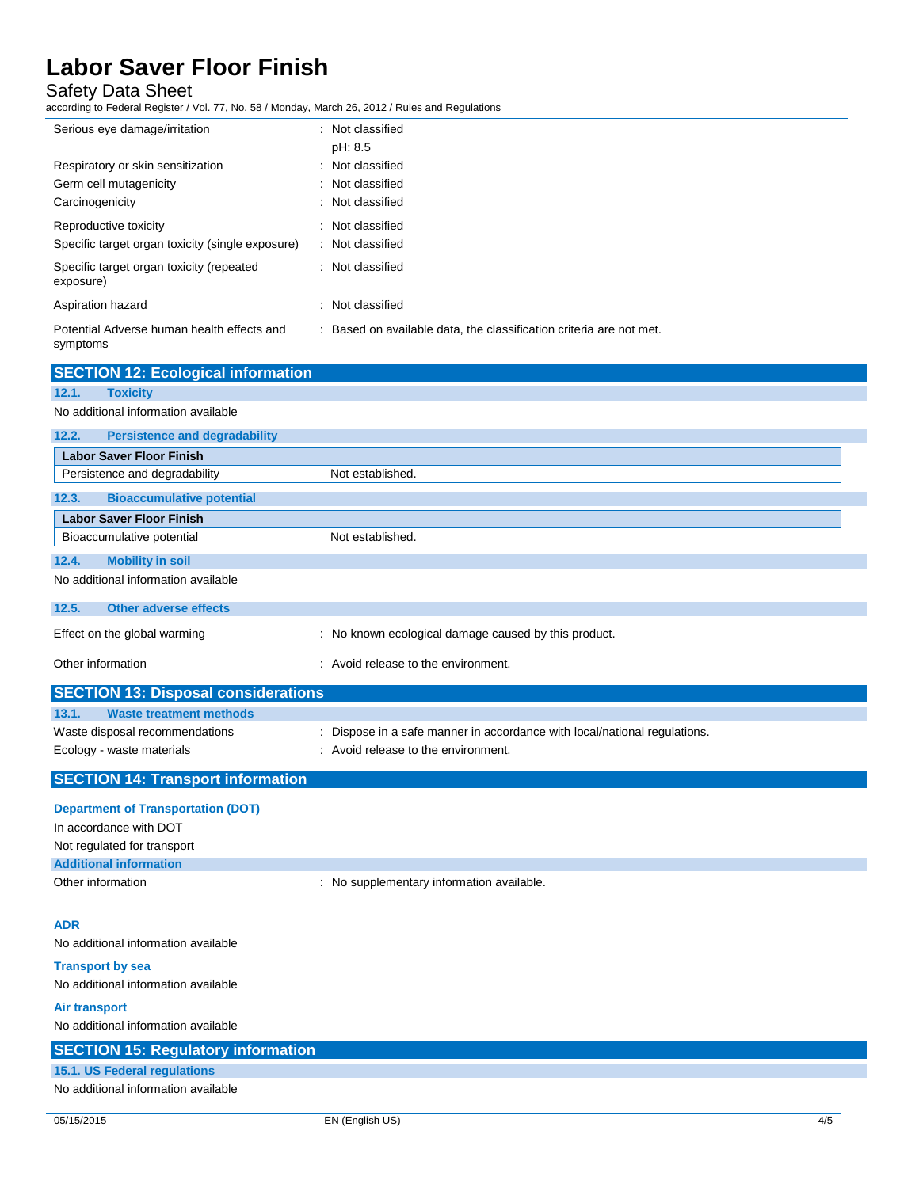| | |
|---|---|
| Serious eye damage/irritation | : Not classified<br>pH: 8.5 |
| Respiratory or skin sensitization | : Not classified |
| Germ cell mutagenicity | : Not classified |
| Carcinogenicity | : Not classified |
| Reproductive toxicity | : Not classified |
| Specific target organ toxicity (single exposure) | : Not classified |
| Specific target organ toxicity (repeated exposure) | : Not classified |
| Aspiration hazard | : Not classified |
| Potential Adverse human health effects and symptoms | : Based on available data, the classification criteria are not met. |

## SECTION 12: Ecological information

### 12.1. Toxicity

No additional information available

### 12.2. Persistence and degradability

| Labor Saver Floor Finish | |
|---|---|
| Persistence and degradability | Not established. |

### 12.3. Bioaccumulative potential

| Labor Saver Floor Finish | |
|---|---|
| Bioaccumulative potential | Not established. |

### 12.4. Mobility in soil

No additional information available

### 12.5. Other adverse effects

| | |
|---|---|
| Effect on the global warming | : No known ecological damage caused by this product. |
| Other information | : Avoid release to the environment. |

## SECTION 13: Disposal considerations

### 13.1. Waste treatment methods

| | |
|---|---|
| Waste disposal recommendations | : Dispose in a safe manner in accordance with local/national regulations. |
| Ecology - waste materials | : Avoid release to the environment. |

## SECTION 14: Transport information

**Department of Transportation (DOT)**

In accordance with DOT

Not regulated for transport

**Additional information**

| | |
|---|---|
| Other information | : No supplementary information available. |

**ADR**

No additional information available

**Transport by sea**

No additional information available

**Air transport**

No additional information available

## SECTION 15: Regulatory information

### 15.1. US Federal regulations

No additional information available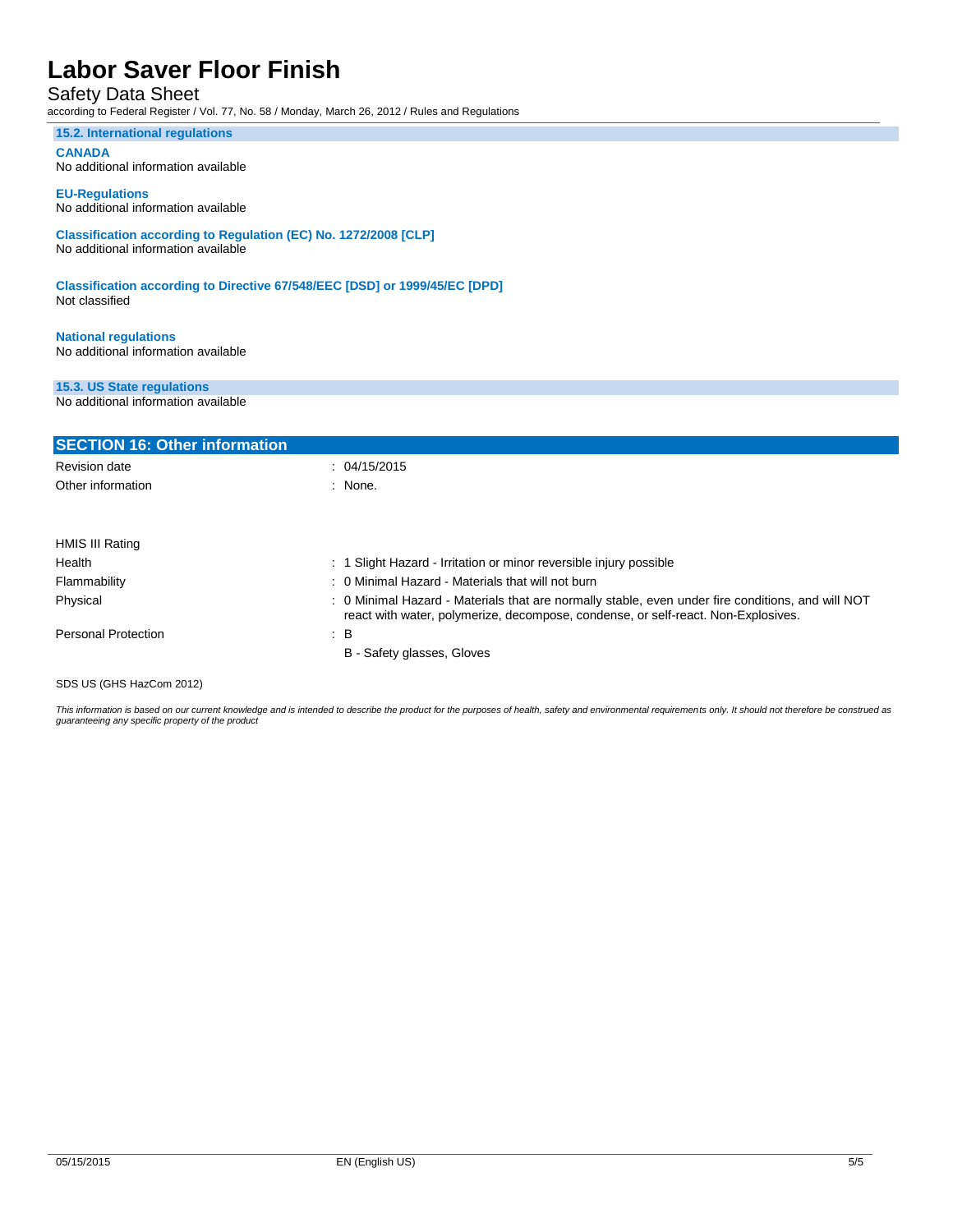### 15.2. International regulations

**CANADA**

No additional information available

**EU-Regulations**

No additional information available

**Classification according to Regulation (EC) No. 1272/2008 [CLP]**

No additional information available

**Classification according to Directive 67/548/EEC [DSD] or 1999/45/EC [DPD]**

Not classified

**National regulations**

No additional information available

### 15.3. US State regulations

No additional information available

## SECTION 16: Other information

| | |
|---|---|
| Revision date | : 04/15/2015 |
| Other information | : None. |

| | |
|---|---|
| HMIS III Rating | |
| Health | : 1 Slight Hazard - Irritation or minor reversible injury possible |
| Flammability | : 0 Minimal Hazard - Materials that will not burn |
| Physical | : 0 Minimal Hazard - Materials that are normally stable, even under fire conditions, and will NOT react with water, polymerize, decompose, condense, or self-react. Non-Explosives. |
| Personal Protection | : B<br>B - Safety glasses, Gloves |

SDS US (GHS HazCom 2012)

*This information is based on our current knowledge and is intended to describe the product for the purposes of health, safety and environmental requirements only. It should not therefore be construed as guaranteeing any specific property of the product*